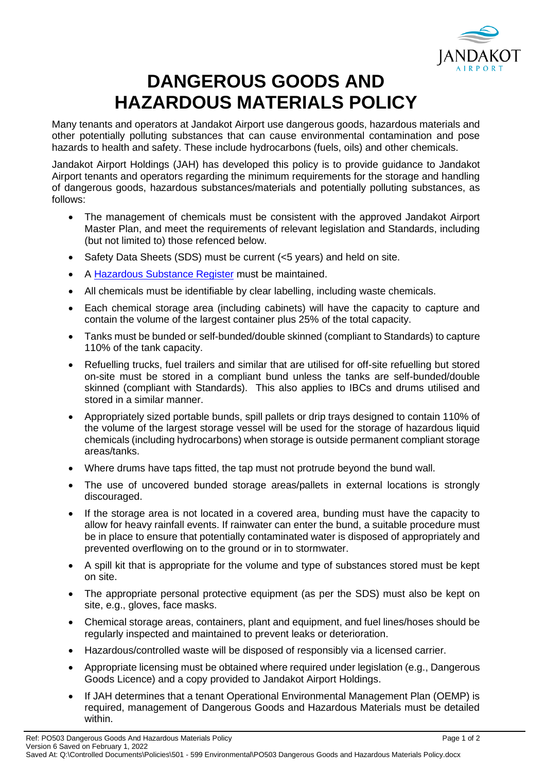# DANGEROUS GOODS AND HAZARDOUS MATERIALS POLICY

Many tenants and operators at Jandakot Airport use dangerous goods, hazardous materials and other potentially polluting substances that can cause environmental contamination and pose hazards to health and safety. These include hydrocarbons (fuels, oils) and other chemicals.

Jandakot Airport Holdings (JAH) has developed this policy is to provide guidance to Jandakot Airport tenants and operators regarding the minimum requirements for the storage and handling of dangerous goods, hazardous substances/materials and potentially polluting substances, as follows:

- The management of chemicals must be consistent with the approved Jandakot Airport Master Plan, and meet the requirements of relevant legislation and Standards, including (but not limited to) those refenced below.
- Safety Data Sheets (SDS) must be current (<5 years) and held on site.
- A Hazardous Substance Register must be maintained.
- All chemicals must be identifiable by clear labelling, including waste chemicals.
- Each chemical storage area (including cabinets) will have the capacity to capture and contain the volume of the largest container plus 25% of the total capacity.
- Tanks must be bunded or self-bunded/double skinned (compliant to Standards) to capture 110% of the tank capacity.
- Refuelling trucks, fuel trailers and similar that are utilised for off-site refuelling but stored on-site must be stored in a compliant bund unless the tanks are self-bunded/double skinned (compliant with Standards). This also applies to IBCs and drums utilised and stored in a similar manner.
- Appropriately sized portable bunds, spill pallets or drip trays designed to contain 110% of the volume of the largest storage vessel will be used for the storage of hazardous liquid chemicals (including hydrocarbons) when storage is outside permanent compliant storage areas/tanks.
- Where drums have taps fitted, the tap must not protrude beyond the bund wall.
- The use of uncovered bunded storage areas/pallets in external locations is strongly discouraged.
- If the storage area is not located in a covered area, bunding must have the capacity to allow for heavy rainfall events. If rainwater can enter the bund, a suitable procedure must be in place to ensure that potentially contaminated water is disposed of appropriately and prevented overflowing on to the ground or in to stormwater.
- A spill kit that is appropriate for the volume and type of substances stored must be kept on site.
- The appropriate personal protective equipment (as per the SDS) must also be kept on site, e.g., gloves, face masks.
- Chemical storage areas, containers, plant and equipment, and fuel lines/hoses should be regularly inspected and maintained to prevent leaks or deterioration.
- Hazardous/controlled waste will be disposed of responsibly via a licensed carrier.
- Appropriate licensing must be obtained where required under legislation (e.g., Dangerous Goods Licence) and a copy provided to Jandakot Airport Holdings.
- If JAH determines that a tenant Operational Environmental Management Plan (OEMP) is required, management of Dangerous Goods and Hazardous Materials must be detailed within.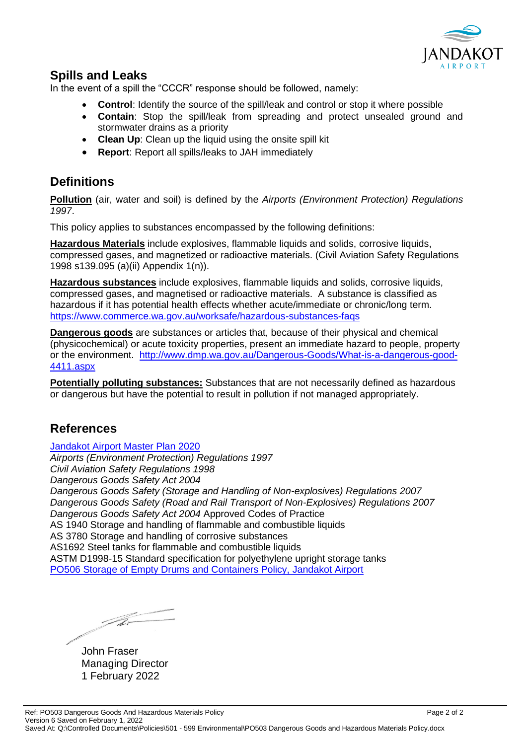## Spills and Leaks

In the event of a spill the "CCCR" response should be followed, namely:

- **Control**: Identify the source of the spill/leak and control or stop it where possible
- **Contain**: Stop the spill/leak from spreading and protect unsealed ground and stormwater drains as a priority
- **Clean Up**: Clean up the liquid using the onsite spill kit
- **Report**: Report all spills/leaks to JAH immediately

## Definitions

**Pollution** (air, water and soil) is defined by the *Airports (Environment Protection) Regulations 1997*.

This policy applies to substances encompassed by the following definitions:

**Hazardous Materials** include explosives, flammable liquids and solids, corrosive liquids, compressed gases, and magnetized or radioactive materials. (Civil Aviation Safety Regulations 1998 s139.095 (a)(ii) Appendix 1(n)).

**Hazardous substances** include explosives, flammable liquids and solids, corrosive liquids, compressed gases, and magnetised or radioactive materials. A substance is classified as hazardous if it has potential health effects whether acute/immediate or chronic/long term. https://www.commerce.wa.gov.au/worksafe/hazardous-substances-faqs

**Dangerous goods** are substances or articles that, because of their physical and chemical (physicochemical) or acute toxicity properties, present an immediate hazard to people, property or the environment. http://www.dmp.wa.gov.au/Dangerous-Goods/What-is-a-dangerous-good-4411.aspx

**Potentially polluting substances:** Substances that are not necessarily defined as hazardous or dangerous but have the potential to result in pollution if not managed appropriately.

## References

Jandakot Airport Master Plan 2020
*Airports (Environment Protection) Regulations 1997*
*Civil Aviation Safety Regulations 1998*
*Dangerous Goods Safety Act 2004*
*Dangerous Goods Safety (Storage and Handling of Non-explosives) Regulations 2007*
*Dangerous Goods Safety (Road and Rail Transport of Non-Explosives) Regulations 2007*
*Dangerous Goods Safety Act 2004* Approved Codes of Practice
AS 1940 Storage and handling of flammable and combustible liquids
AS 3780 Storage and handling of corrosive substances
AS1692 Steel tanks for flammable and combustible liquids
ASTM D1998-15 Standard specification for polyethylene upright storage tanks
PO506 Storage of Empty Drums and Containers Policy, Jandakot Airport

John Fraser
Managing Director
1 February 2022